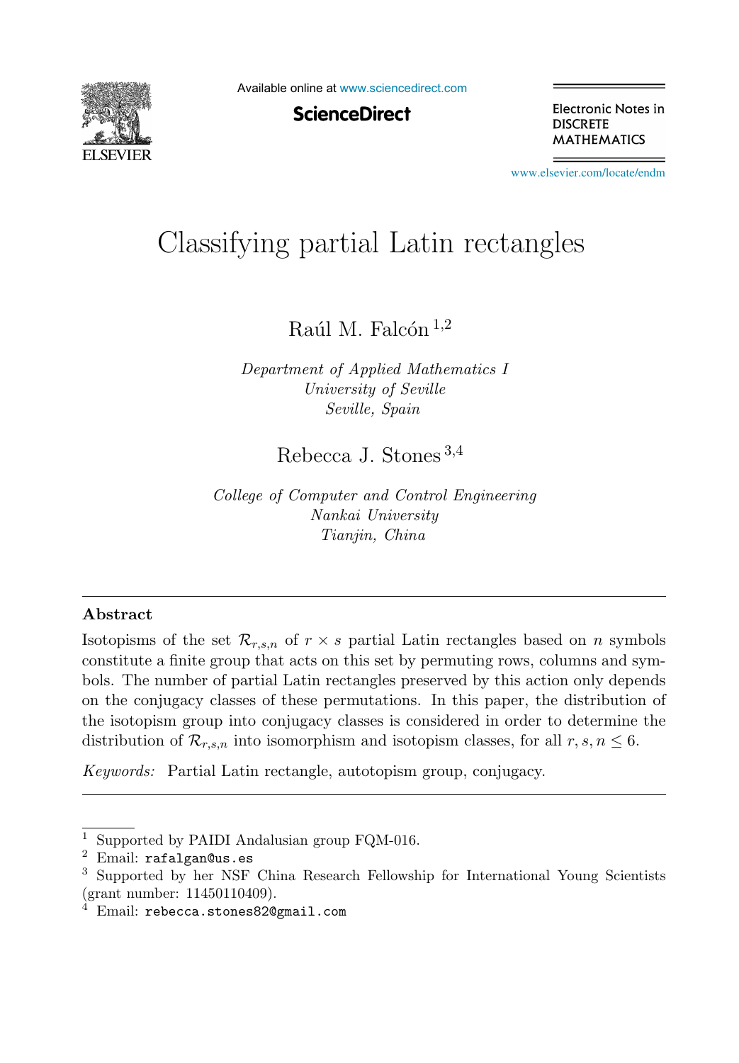# Classifying partial Latin rectangles

Raúl M. Falcón [1,2]

*Department of Applied Mathematics I*
*University of Seville*
*Seville, Spain*

Rebecca J. Stones [3,4]

*College of Computer and Control Engineering*
*Nankai University*
*Tianjin, China*

---

## Abstract

Isotopisms of the set $\mathcal{R}_{r,s,n}$ of $r \times s$ partial Latin rectangles based on $n$ symbols constitute a finite group that acts on this set by permuting rows, columns and symbols. The number of partial Latin rectangles preserved by this action only depends on the conjugacy classes of these permutations. In this paper, the distribution of the isotopism group into conjugacy classes is considered in order to determine the distribution of $\mathcal{R}_{r,s,n}$ into isomorphism and isotopism classes, for all $r, s, n \leq 6$.

*Keywords:* Partial Latin rectangle, autotopism group, conjugacy.

---

[1] Supported by PAIDI Andalusian group FQM-016.
[2] Email: `rafalgan@us.es`
[3] Supported by her NSF China Research Fellowship for International Young Scientists (grant number: 11450110409).
[4] Email: `rebecca.stones82@gmail.com`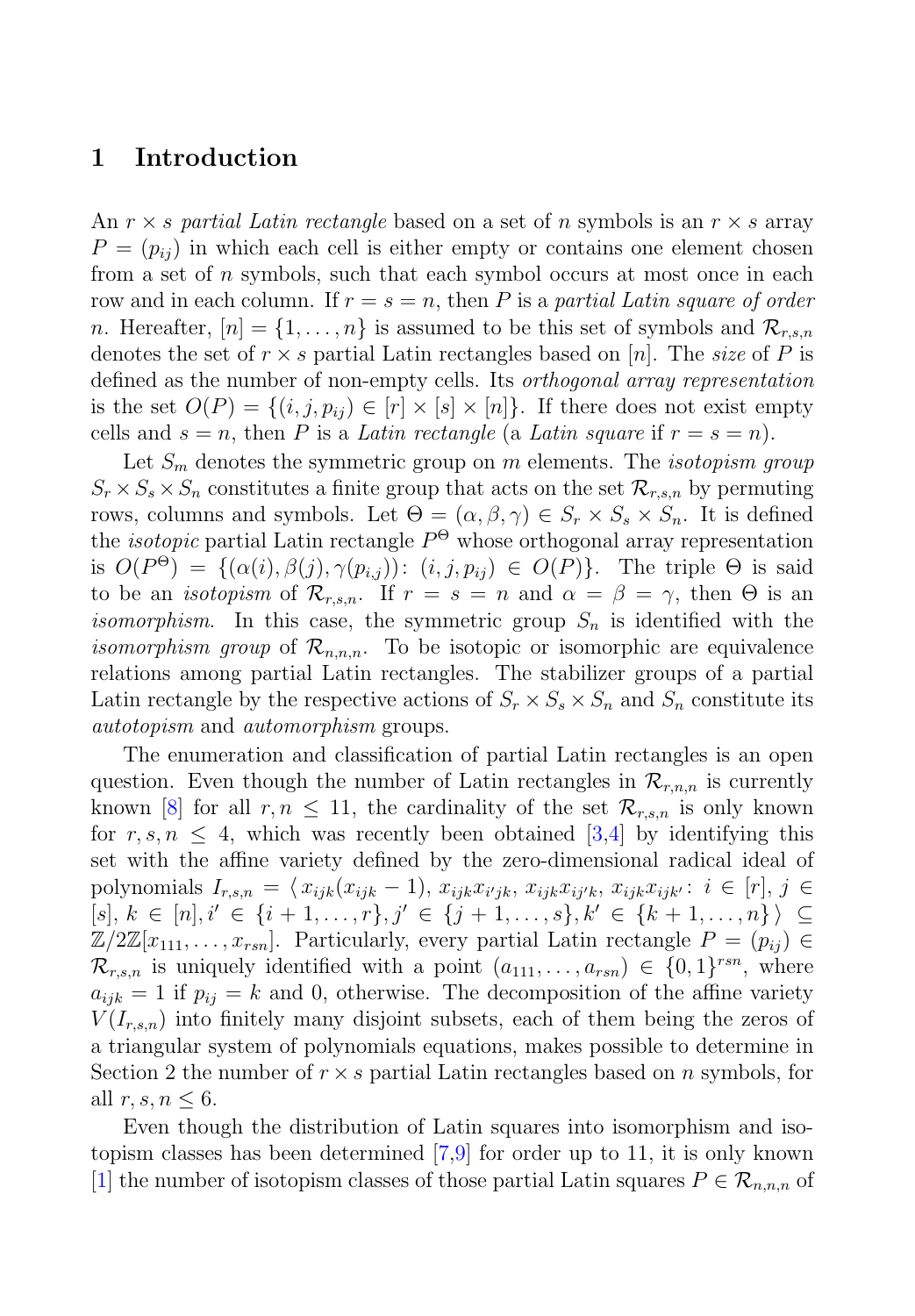## 1 Introduction

An $r \times s$ *partial Latin rectangle* based on a set of $n$ symbols is an $r \times s$ array $P = (p_{ij})$ in which each cell is either empty or contains one element chosen from a set of $n$ symbols, such that each symbol occurs at most once in each row and in each column. If $r = s = n$, then $P$ is a *partial Latin square of order* $n$. Hereafter, $[n] = \{1, \ldots, n\}$ is assumed to be this set of symbols and $\mathcal{R}_{r,s,n}$ denotes the set of $r \times s$ partial Latin rectangles based on $[n]$. The *size* of $P$ is defined as the number of non-empty cells. Its *orthogonal array representation* is the set $O(P) = \{(i, j, p_{ij}) \in [r] \times [s] \times [n]\}$. If there does not exist empty cells and $s = n$, then $P$ is a *Latin rectangle* (a *Latin square* if $r = s = n$).

Let $S_m$ denotes the symmetric group on $m$ elements. The *isotopism group* $S_r \times S_s \times S_n$ constitutes a finite group that acts on the set $\mathcal{R}_{r,s,n}$ by permuting rows, columns and symbols. Let $\Theta = (\alpha, \beta, \gamma) \in S_r \times S_s \times S_n$. It is defined the *isotopic* partial Latin rectangle $P^\Theta$ whose orthogonal array representation is $O(P^\Theta) = \{(\alpha(i), \beta(j), \gamma(p_{i,j})) \colon (i, j, p_{ij}) \in O(P)\}$. The triple $\Theta$ is said to be an *isotopism* of $\mathcal{R}_{r,s,n}$. If $r = s = n$ and $\alpha = \beta = \gamma$, then $\Theta$ is an *isomorphism*. In this case, the symmetric group $S_n$ is identified with the *isomorphism group* of $\mathcal{R}_{n,n,n}$. To be isotopic or isomorphic are equivalence relations among partial Latin rectangles. The stabilizer groups of a partial Latin rectangle by the respective actions of $S_r \times S_s \times S_n$ and $S_n$ constitute its *autotopism* and *automorphism* groups.

The enumeration and classification of partial Latin rectangles is an open question. Even though the number of Latin rectangles in $\mathcal{R}_{r,n,n}$ is currently known [8] for all $r, n \leq 11$, the cardinality of the set $\mathcal{R}_{r,s,n}$ is only known for $r, s, n \leq 4$, which was recently been obtained [3,4] by identifying this set with the affine variety defined by the zero-dimensional radical ideal of polynomials $I_{r,s,n} = \langle x_{ijk}(x_{ijk} - 1),\, x_{ijk}x_{i'jk},\, x_{ijk}x_{ij'k},\, x_{ijk}x_{ijk'} \colon i \in [r],\, j \in [s],\, k \in [n], i' \in \{i+1, \ldots, r\}, j' \in \{j+1, \ldots, s\}, k' \in \{k+1, \ldots, n\} \rangle \subseteq \mathbb{Z}/2\mathbb{Z}[x_{111}, \ldots, x_{rsn}]$. Particularly, every partial Latin rectangle $P = (p_{ij}) \in \mathcal{R}_{r,s,n}$ is uniquely identified with a point $(a_{111}, \ldots, a_{rsn}) \in \{0,1\}^{rsn}$, where $a_{ijk} = 1$ if $p_{ij} = k$ and 0, otherwise. The decomposition of the affine variety $V(I_{r,s,n})$ into finitely many disjoint subsets, each of them being the zeros of a triangular system of polynomials equations, makes possible to determine in Section 2 the number of $r \times s$ partial Latin rectangles based on $n$ symbols, for all $r, s, n \leq 6$.

Even though the distribution of Latin squares into isomorphism and isotopism classes has been determined [7,9] for order up to 11, it is only known [1] the number of isotopism classes of those partial Latin squares $P \in \mathcal{R}_{n,n,n}$ of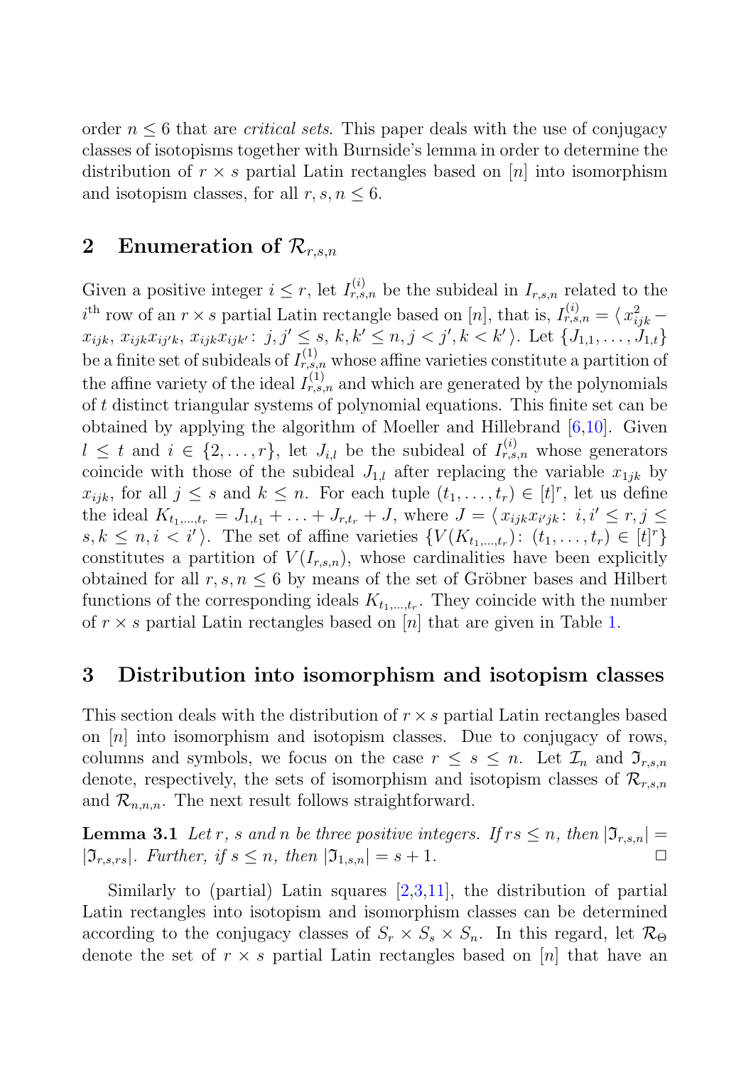order $n \leq 6$ that are *critical sets*. This paper deals with the use of conjugacy classes of isotopisms together with Burnside's lemma in order to determine the distribution of $r \times s$ partial Latin rectangles based on $[n]$ into isomorphism and isotopism classes, for all $r, s, n \leq 6$.

## 2 Enumeration of $\mathcal{R}_{r,s,n}$

Given a positive integer $i \leq r$, let $I^{(i)}_{r,s,n}$ be the subideal in $I_{r,s,n}$ related to the $i^{\text{th}}$ row of an $r \times s$ partial Latin rectangle based on $[n]$, that is, $I^{(i)}_{r,s,n} = \langle\, x_{ijk}^2 - x_{ijk},\, x_{ijk}x_{ij'k},\, x_{ijk}x_{ijk'} \colon\, j, j' \leq s,\, k, k' \leq n, j < j', k < k' \,\rangle$. Let $\{J_{1,1}, \ldots, J_{1,t}\}$ be a finite set of subideals of $I^{(1)}_{r,s,n}$ whose affine varieties constitute a partition of the affine variety of the ideal $I^{(1)}_{r,s,n}$ and which are generated by the polynomials of $t$ distinct triangular systems of polynomial equations. This finite set can be obtained by applying the algorithm of Moeller and Hillebrand [6,10]. Given $l \leq t$ and $i \in \{2, \ldots, r\}$, let $J_{i,l}$ be the subideal of $I^{(i)}_{r,s,n}$ whose generators coincide with those of the subideal $J_{1,l}$ after replacing the variable $x_{1jk}$ by $x_{ijk}$, for all $j \leq s$ and $k \leq n$. For each tuple $(t_1, \ldots, t_r) \in [t]^r$, let us define the ideal $K_{t_1,\ldots,t_r} = J_{1,t_1} + \ldots + J_{r,t_r} + J$, where $J = \langle\, x_{ijk}x_{i'jk} \colon\, i, i' \leq r, j \leq s, k \leq n, i < i' \,\rangle$. The set of affine varieties $\{V(K_{t_1,\ldots,t_r}) \colon\, (t_1, \ldots, t_r) \in [t]^r\}$ constitutes a partition of $V(I_{r,s,n})$, whose cardinalities have been explicitly obtained for all $r, s, n \leq 6$ by means of the set of Gröbner bases and Hilbert functions of the corresponding ideals $K_{t_1,\ldots,t_r}$. They coincide with the number of $r \times s$ partial Latin rectangles based on $[n]$ that are given in Table 1.

## 3 Distribution into isomorphism and isotopism classes

This section deals with the distribution of $r \times s$ partial Latin rectangles based on $[n]$ into isomorphism and isotopism classes. Due to conjugacy of rows, columns and symbols, we focus on the case $r \leq s \leq n$. Let $\mathcal{I}_n$ and $\mathfrak{I}_{r,s,n}$ denote, respectively, the sets of isomorphism and isotopism classes of $\mathcal{R}_{r,s,n}$ and $\mathcal{R}_{n,n,n}$. The next result follows straightforward.

**Lemma 3.1** *Let $r$, $s$ and $n$ be three positive integers. If $rs \leq n$, then $|\mathfrak{I}_{r,s,n}| = |\mathfrak{I}_{r,s,rs}|$. Further, if $s \leq n$, then $|\mathfrak{I}_{1,s,n}| = s + 1$.* □

Similarly to (partial) Latin squares [2,3,11], the distribution of partial Latin rectangles into isotopism and isomorphism classes can be determined according to the conjugacy classes of $S_r \times S_s \times S_n$. In this regard, let $\mathcal{R}_\Theta$ denote the set of $r \times s$ partial Latin rectangles based on $[n]$ that have an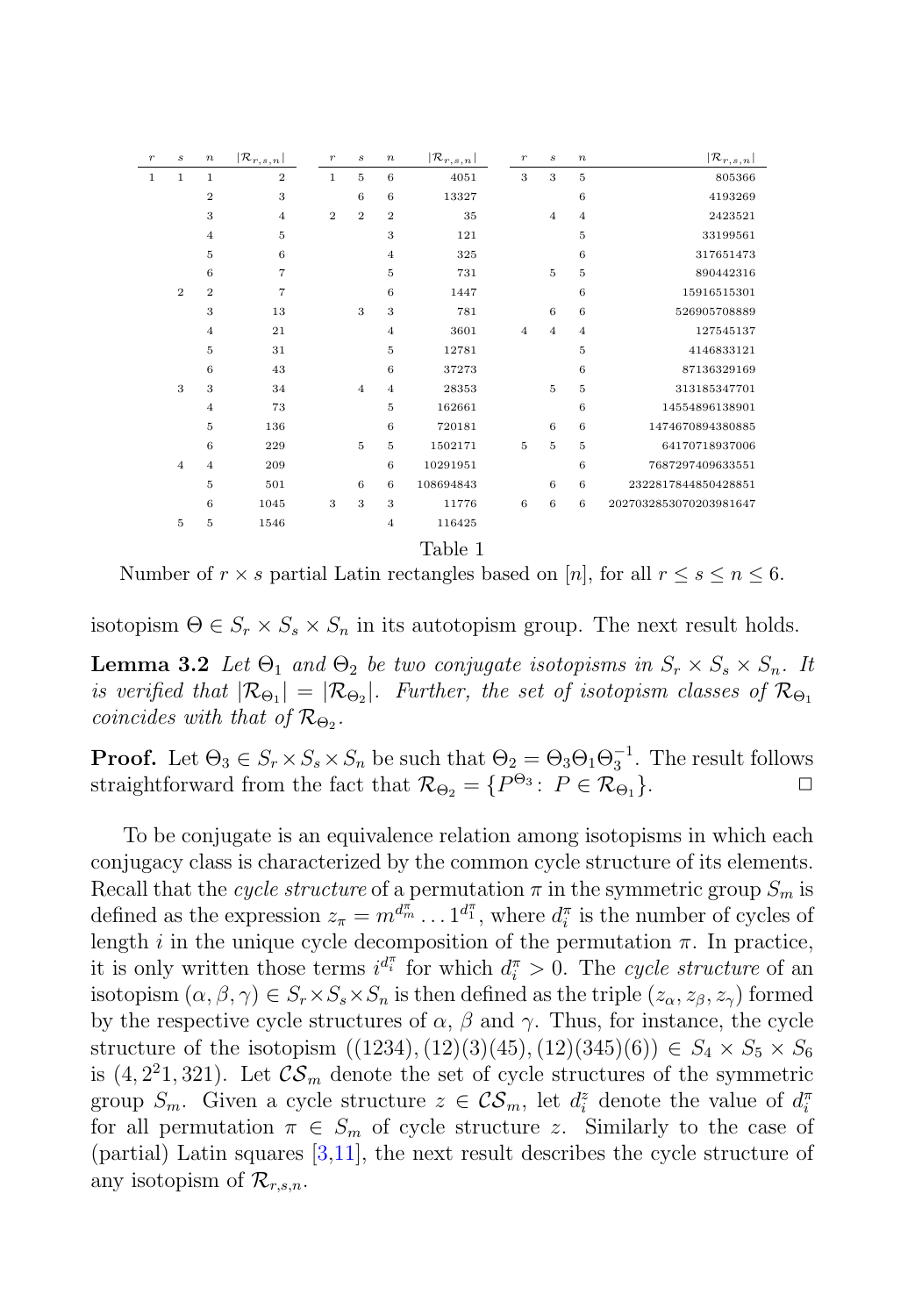| $r$ | $s$ | $n$ | $\|\mathcal{R}_{r,s,n}\|$ | $r$ | $s$ | $n$ | $\|\mathcal{R}_{r,s,n}\|$ | $r$ | $s$ | $n$ | $\|\mathcal{R}_{r,s,n}\|$ |
|---|---|---|---|---|---|---|---|---|---|---|---|
| 1 | 1 | 1 | 2 | 1 | 5 | 6 | 4051 | 3 | 3 | 5 | 805366 |
| | | 2 | 3 | | 6 | 6 | 13327 | | | 6 | 4193269 |
| | | 3 | 4 | 2 | 2 | 2 | 35 | | 4 | 4 | 2423521 |
| | | 4 | 5 | | | 3 | 121 | | | 5 | 33199561 |
| | | 5 | 6 | | | 4 | 325 | | | 6 | 317651473 |
| | | 6 | 7 | | | 5 | 731 | | 5 | 5 | 890442316 |
| | 2 | 2 | 7 | | | 6 | 1447 | | | 6 | 15916515301 |
| | | 3 | 13 | | 3 | 3 | 781 | | 6 | 6 | 526905708889 |
| | | 4 | 21 | | | 4 | 3601 | 4 | 4 | 4 | 127545137 |
| | | 5 | 31 | | | 5 | 12781 | | | 5 | 4146833121 |
| | | 6 | 43 | | | 6 | 37273 | | | 6 | 87136329169 |
| | 3 | 3 | 34 | | 4 | 4 | 28353 | | 5 | 5 | 313185347701 |
| | | 4 | 73 | | | 5 | 162661 | | | 6 | 14554896138901 |
| | | 5 | 136 | | | 6 | 720181 | | 6 | 6 | 1474670894380885 |
| | | 6 | 229 | | 5 | 5 | 1502171 | 5 | 5 | 5 | 64170718937006 |
| | 4 | 4 | 209 | | | 6 | 10291951 | | | 6 | 7687297409633551 |
| | | 5 | 501 | | 6 | 6 | 108694843 | | 6 | 6 | 2322817844850428851 |
| | | 6 | 1045 | 3 | 3 | 3 | 11776 | 6 | 6 | 6 | 2027032853070203981647 |
| | 5 | 5 | 1546 | | | 4 | 116425 | | | | |

Table 1

Number of $r \times s$ partial Latin rectangles based on $[n]$, for all $r \leq s \leq n \leq 6$.

isotopism $\Theta \in S_r \times S_s \times S_n$ in its autotopism group. The next result holds.

**Lemma 3.2** *Let $\Theta_1$ and $\Theta_2$ be two conjugate isotopisms in $S_r \times S_s \times S_n$. It is verified that $|\mathcal{R}_{\Theta_1}| = |\mathcal{R}_{\Theta_2}|$. Further, the set of isotopism classes of $\mathcal{R}_{\Theta_1}$ coincides with that of $\mathcal{R}_{\Theta_2}$.*

**Proof.** Let $\Theta_3 \in S_r \times S_s \times S_n$ be such that $\Theta_2 = \Theta_3 \Theta_1 \Theta_3^{-1}$. The result follows straightforward from the fact that $\mathcal{R}_{\Theta_2} = \{P^{\Theta_3} \colon P \in \mathcal{R}_{\Theta_1}\}$. $\square$

To be conjugate is an equivalence relation among isotopisms in which each conjugacy class is characterized by the common cycle structure of its elements. Recall that the *cycle structure* of a permutation $\pi$ in the symmetric group $S_m$ is defined as the expression $z_\pi = m^{d_m^\pi} \ldots 1^{d_1^\pi}$, where $d_i^\pi$ is the number of cycles of length $i$ in the unique cycle decomposition of the permutation $\pi$. In practice, it is only written those terms $i^{d_i^\pi}$ for which $d_i^\pi > 0$. The *cycle structure* of an isotopism $(\alpha, \beta, \gamma) \in S_r \times S_s \times S_n$ is then defined as the triple $(z_\alpha, z_\beta, z_\gamma)$ formed by the respective cycle structures of $\alpha$, $\beta$ and $\gamma$. Thus, for instance, the cycle structure of the isotopism $((1234), (12)(3)(45), (12)(345)(6)) \in S_4 \times S_5 \times S_6$ is $(4, 2^2 1, 321)$. Let $\mathcal{CS}_m$ denote the set of cycle structures of the symmetric group $S_m$. Given a cycle structure $z \in \mathcal{CS}_m$, let $d_i^z$ denote the value of $d_i^\pi$ for all permutation $\pi \in S_m$ of cycle structure $z$. Similarly to the case of (partial) Latin squares [3,11], the next result describes the cycle structure of any isotopism of $\mathcal{R}_{r,s,n}$.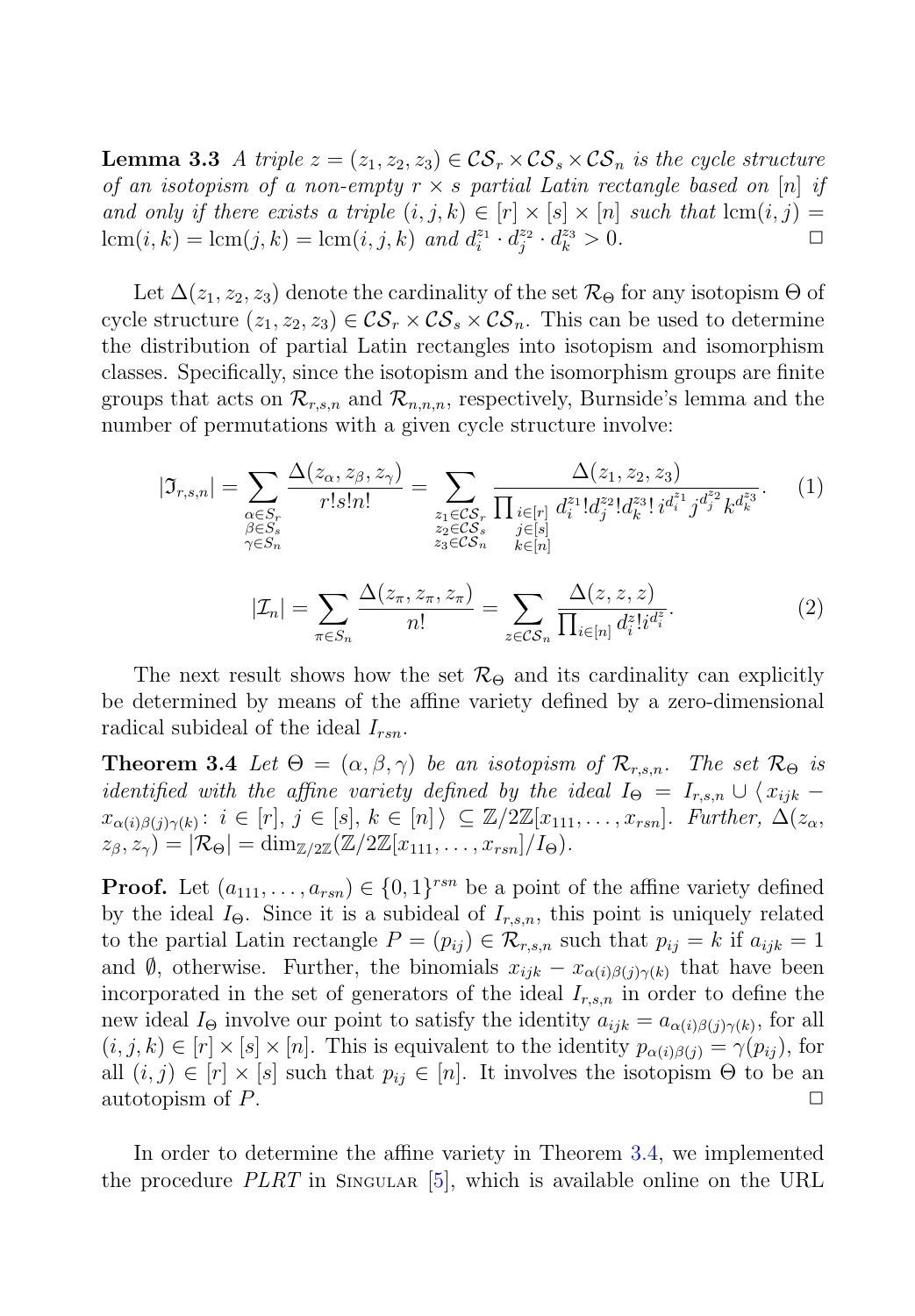**Lemma 3.3** *A triple $z = (z_1, z_2, z_3) \in \mathcal{CS}_r \times \mathcal{CS}_s \times \mathcal{CS}_n$ is the cycle structure of an isotopism of a non-empty $r \times s$ partial Latin rectangle based on $[n]$ if and only if there exists a triple $(i, j, k) \in [r] \times [s] \times [n]$ such that $\mathrm{lcm}(i, j) = \mathrm{lcm}(i, k) = \mathrm{lcm}(j, k) = \mathrm{lcm}(i, j, k)$ and $d_i^{z_1} \cdot d_j^{z_2} \cdot d_k^{z_3} > 0$.* □

Let $\Delta(z_1, z_2, z_3)$ denote the cardinality of the set $\mathcal{R}_\Theta$ for any isotopism $\Theta$ of cycle structure $(z_1, z_2, z_3) \in \mathcal{CS}_r \times \mathcal{CS}_s \times \mathcal{CS}_n$. This can be used to determine the distribution of partial Latin rectangles into isotopism and isomorphism classes. Specifically, since the isotopism and the isomorphism groups are finite groups that acts on $\mathcal{R}_{r,s,n}$ and $\mathcal{R}_{n,n,n}$, respectively, Burnside's lemma and the number of permutations with a given cycle structure involve:

$$|\mathfrak{I}_{r,s,n}| = \sum_{\substack{\alpha \in S_r \\ \beta \in S_s \\ \gamma \in S_n}} \frac{\Delta(z_\alpha, z_\beta, z_\gamma)}{r!s!n!} = \sum_{\substack{z_1 \in \mathcal{CS}_r \\ z_2 \in \mathcal{CS}_s \\ z_3 \in \mathcal{CS}_n}} \frac{\Delta(z_1, z_2, z_3)}{\prod_{\substack{i \in [r] \\ j \in [s] \\ k \in [n]}} d_i^{z_1}! d_j^{z_2}! d_k^{z_3}! \, i^{d_i^{z_1}} j^{d_j^{z_2}} k^{d_k^{z_3}}}. \quad (1)$$

$$|\mathcal{I}_n| = \sum_{\pi \in S_n} \frac{\Delta(z_\pi, z_\pi, z_\pi)}{n!} = \sum_{z \in \mathcal{CS}_n} \frac{\Delta(z, z, z)}{\prod_{i \in [n]} d_i^z! i^{d_i^z}}. \quad (2)$$

The next result shows how the set $\mathcal{R}_\Theta$ and its cardinality can explicitly be determined by means of the affine variety defined by a zero-dimensional radical subideal of the ideal $I_{rsn}$.

**Theorem 3.4** *Let $\Theta = (\alpha, \beta, \gamma)$ be an isotopism of $\mathcal{R}_{r,s,n}$. The set $\mathcal{R}_\Theta$ is identified with the affine variety defined by the ideal $I_\Theta = I_{r,s,n} \cup \langle x_{ijk} - x_{\alpha(i)\beta(j)\gamma(k)} \colon i \in [r],\, j \in [s],\, k \in [n] \rangle \subseteq \mathbb{Z}/2\mathbb{Z}[x_{111}, \ldots, x_{rsn}]$. Further, $\Delta(z_\alpha, z_\beta, z_\gamma) = |\mathcal{R}_\Theta| = \dim_{\mathbb{Z}/2\mathbb{Z}}(\mathbb{Z}/2\mathbb{Z}[x_{111}, \ldots, x_{rsn}]/I_\Theta)$.*

**Proof.** Let $(a_{111}, \ldots, a_{rsn}) \in \{0, 1\}^{rsn}$ be a point of the affine variety defined by the ideal $I_\Theta$. Since it is a subideal of $I_{r,s,n}$, this point is uniquely related to the partial Latin rectangle $P = (p_{ij}) \in \mathcal{R}_{r,s,n}$ such that $p_{ij} = k$ if $a_{ijk} = 1$ and $\emptyset$, otherwise. Further, the binomials $x_{ijk} - x_{\alpha(i)\beta(j)\gamma(k)}$ that have been incorporated in the set of generators of the ideal $I_{r,s,n}$ in order to define the new ideal $I_\Theta$ involve our point to satisfy the identity $a_{ijk} = a_{\alpha(i)\beta(j)\gamma(k)}$, for all $(i, j, k) \in [r] \times [s] \times [n]$. This is equivalent to the identity $p_{\alpha(i)\beta(j)} = \gamma(p_{ij})$, for all $(i, j) \in [r] \times [s]$ such that $p_{ij} \in [n]$. It involves the isotopism $\Theta$ to be an autotopism of $P$. □

In order to determine the affine variety in Theorem 3.4, we implemented the procedure *PLRT* in Singular [5], which is available online on the URL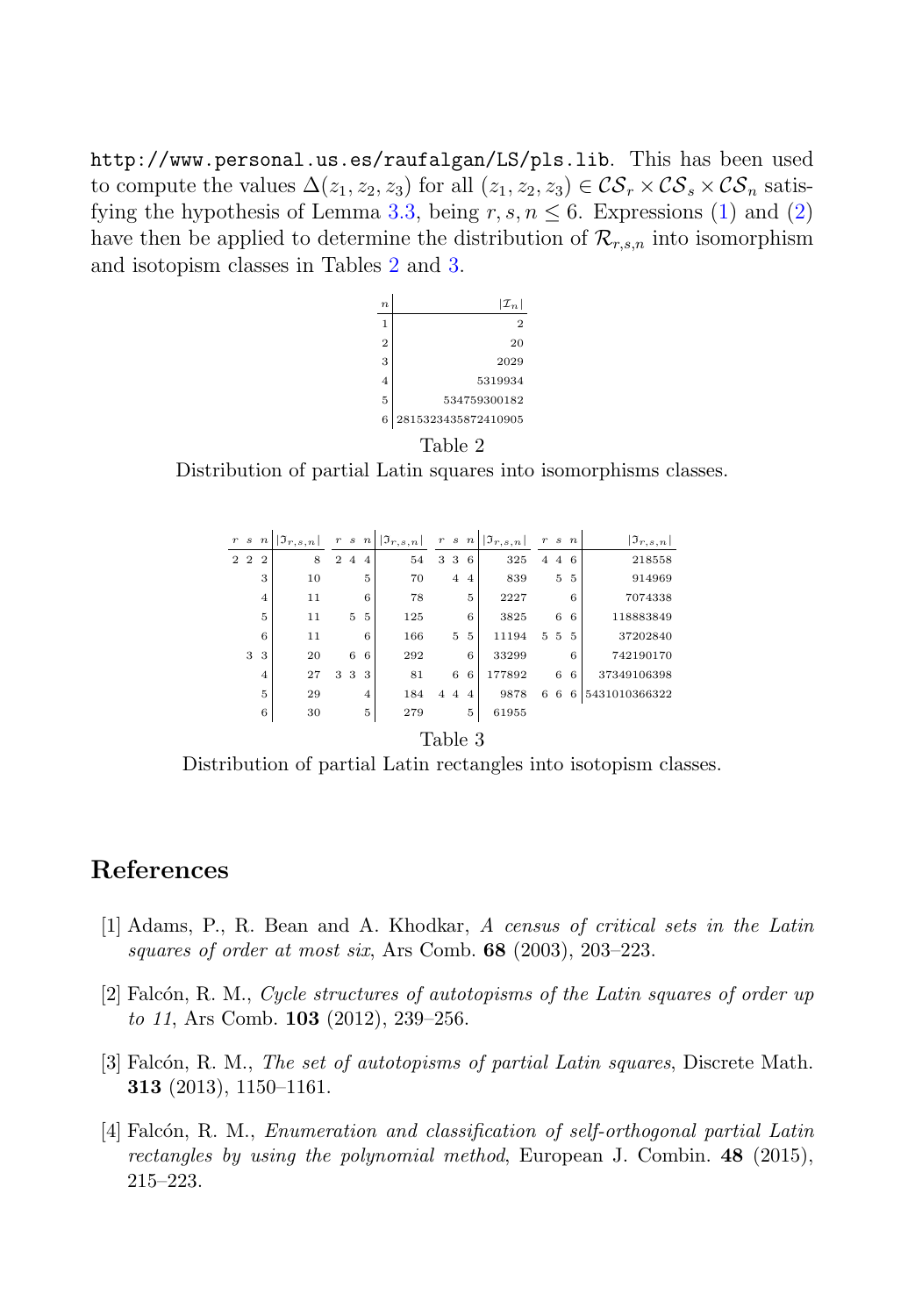http://www.personal.us.es/raufalgan/LS/pls.lib. This has been used to compute the values $\Delta(z_1, z_2, z_3)$ for all $(z_1, z_2, z_3) \in \mathcal{CS}_r \times \mathcal{CS}_s \times \mathcal{CS}_n$ satisfying the hypothesis of Lemma 3.3, being $r, s, n \leq 6$. Expressions (1) and (2) have then be applied to determine the distribution of $\mathcal{R}_{r,s,n}$ into isomorphism and isotopism classes in Tables 2 and 3.

| $n$ | $\|\mathcal{I}_n\|$ |
|---|---|
| 1 | 2 |
| 2 | 20 |
| 3 | 2029 |
| 4 | 5319934 |
| 5 | 534759300182 |
| 6 | 2815323435872410905 |

Table 2

Distribution of partial Latin squares into isomorphisms classes.

| $r$ | $s$ | $n$ | $\|\mathfrak{I}_{r,s,n}\|$ | $r$ | $s$ | $n$ | $\|\mathfrak{I}_{r,s,n}\|$ | $r$ | $s$ | $n$ | $\|\mathfrak{I}_{r,s,n}\|$ | $r$ | $s$ | $n$ | $\|\mathfrak{I}_{r,s,n}\|$ |
|---|---|---|---|---|---|---|---|---|---|---|---|---|---|---|---|
| 2 | 2 | 2 | 8 | 2 | 4 | 4 | 54 | 3 | 3 | 6 | 325 | 4 | 4 | 6 | 218558 |
| | | 3 | 10 | | | 5 | 70 | | 4 | 4 | 839 | | 5 | 5 | 914969 |
| | | 4 | 11 | | | 6 | 78 | | | 5 | 2227 | | | 6 | 7074338 |
| | | 5 | 11 | | 5 | 5 | 125 | | | 6 | 3825 | | 6 | 6 | 118883849 |
| | | 6 | 11 | | | 6 | 166 | | 5 | 5 | 11194 | 5 | 5 | 5 | 37202840 |
| | 3 | 3 | 20 | | 6 | 6 | 292 | | | 6 | 33299 | | | 6 | 742190170 |
| | | 4 | 27 | 3 | 3 | 3 | 81 | | 6 | 6 | 177892 | | 6 | 6 | 37349106398 |
| | | 5 | 29 | | | 4 | 184 | 4 | 4 | 4 | 9878 | 6 | 6 | 6 | 5431010366322 |
| | | 6 | 30 | | | 5 | 279 | | | 5 | 61955 | | | | |

Table 3

Distribution of partial Latin rectangles into isotopism classes.

## References

[1] Adams, P., R. Bean and A. Khodkar, *A census of critical sets in the Latin squares of order at most six*, Ars Comb. **68** (2003), 203–223.

[2] Falcón, R. M., *Cycle structures of autotopisms of the Latin squares of order up to 11*, Ars Comb. **103** (2012), 239–256.

[3] Falcón, R. M., *The set of autotopisms of partial Latin squares*, Discrete Math. **313** (2013), 1150–1161.

[4] Falcón, R. M., *Enumeration and classification of self-orthogonal partial Latin rectangles by using the polynomial method*, European J. Combin. **48** (2015), 215–223.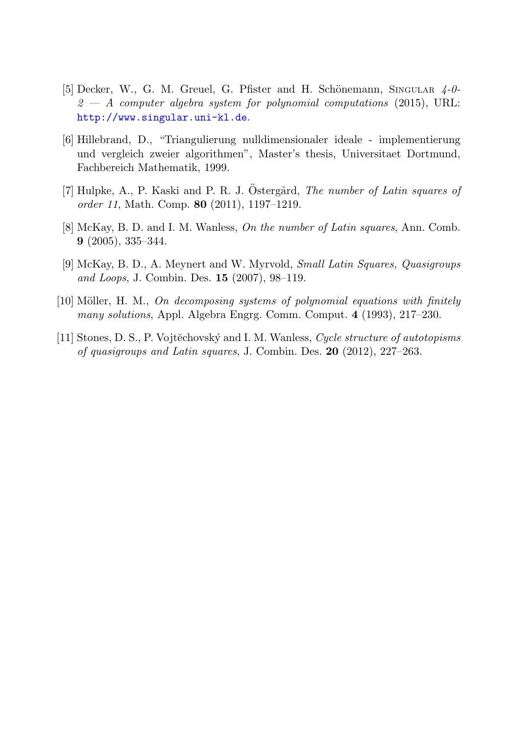[5] Decker, W., G. M. Greuel, G. Pfister and H. Schönemann, Singular *4-0-2 — A computer algebra system for polynomial computations* (2015), URL: http://www.singular.uni-kl.de.

[6] Hillebrand, D., "Triangulierung nulldimensionaler ideale - implementierung und vergleich zweier algorithmen", Master's thesis, Universitaet Dortmund, Fachbereich Mathematik, 1999.

[7] Hulpke, A., P. Kaski and P. R. J. Östergård, *The number of Latin squares of order 11*, Math. Comp. **80** (2011), 1197–1219.

[8] McKay, B. D. and I. M. Wanless, *On the number of Latin squares*, Ann. Comb. **9** (2005), 335–344.

[9] McKay, B. D., A. Meynert and W. Myrvold, *Small Latin Squares, Quasigroups and Loops*, J. Combin. Des. **15** (2007), 98–119.

[10] Möller, H. M., *On decomposing systems of polynomial equations with finitely many solutions*, Appl. Algebra Engrg. Comm. Comput. **4** (1993), 217–230.

[11] Stones, D. S., P. Vojtěchovský and I. M. Wanless, *Cycle structure of autotopisms of quasigroups and Latin squares*, J. Combin. Des. **20** (2012), 227–263.